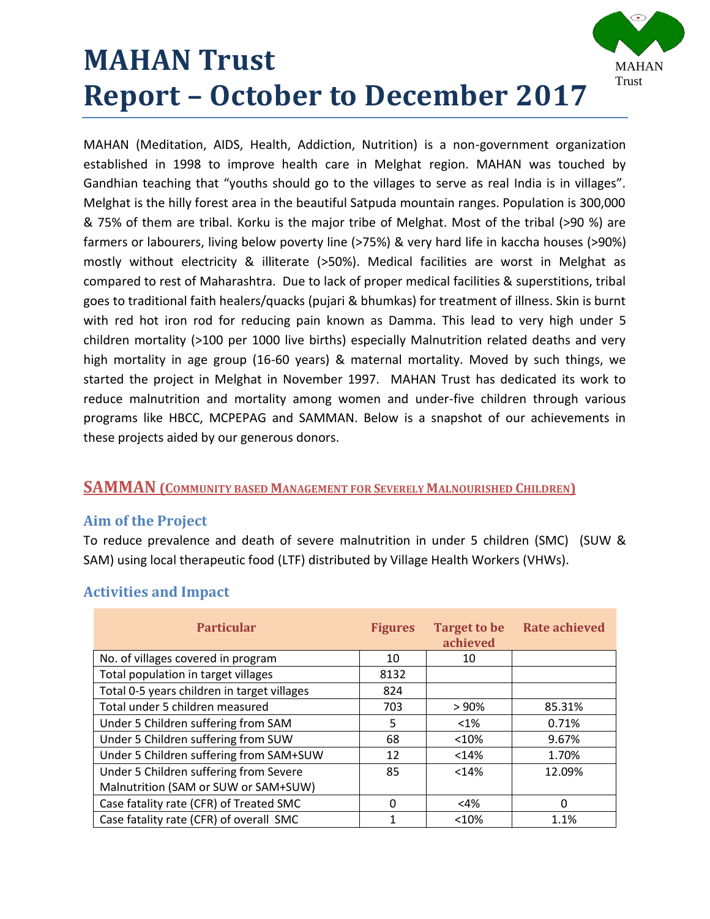# MAHAN Trust
# Report – October to December 2017

MAHAN Trust

MAHAN (Meditation, AIDS, Health, Addiction, Nutrition) is a non-government organization established in 1998 to improve health care in Melghat region. MAHAN was touched by Gandhian teaching that "youths should go to the villages to serve as real India is in villages". Melghat is the hilly forest area in the beautiful Satpuda mountain ranges. Population is 300,000 & 75% of them are tribal. Korku is the major tribe of Melghat. Most of the tribal (>90 %) are farmers or labourers, living below poverty line (>75%) & very hard life in kaccha houses (>90%) mostly without electricity & illiterate (>50%). Medical facilities are worst in Melghat as compared to rest of Maharashtra. Due to lack of proper medical facilities & superstitions, tribal goes to traditional faith healers/quacks (pujari & bhumkas) for treatment of illness. Skin is burnt with red hot iron rod for reducing pain known as Damma. This lead to very high under 5 children mortality (>100 per 1000 live births) especially Malnutrition related deaths and very high mortality in age group (16-60 years) & maternal mortality. Moved by such things, we started the project in Melghat in November 1997. MAHAN Trust has dedicated its work to reduce malnutrition and mortality among women and under-five children through various programs like HBCC, MCPEPAG and SAMMAN. Below is a snapshot of our achievements in these projects aided by our generous donors.

## SAMMAN (Community based Management for Severely Malnourished Children)

### Aim of the Project

To reduce prevalence and death of severe malnutrition in under 5 children (SMC) (SUW & SAM) using local therapeutic food (LTF) distributed by Village Health Workers (VHWs).

### Activities and Impact

| Particular | Figures | Target to be achieved | Rate achieved |
|---|---|---|---|
| No. of villages covered in program | 10 | 10 | |
| Total population in target villages | 8132 | | |
| Total 0-5 years children in target villages | 824 | | |
| Total under 5 children measured | 703 | > 90% | 85.31% |
| Under 5 Children suffering from SAM | 5 | <1% | 0.71% |
| Under 5 Children suffering from SUW | 68 | <10% | 9.67% |
| Under 5 Children suffering from SAM+SUW | 12 | <14% | 1.70% |
| Under 5 Children suffering from Severe Malnutrition (SAM or SUW or SAM+SUW) | 85 | <14% | 12.09% |
| Case fatality rate (CFR) of Treated SMC | 0 | <4% | 0 |
| Case fatality rate (CFR) of overall SMC | 1 | <10% | 1.1% |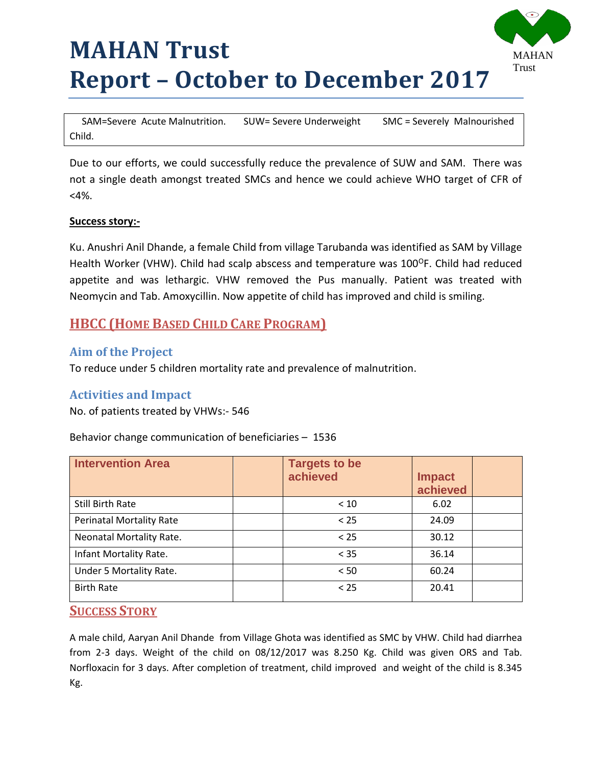# MAHAN Trust
# Report – October to December 2017

MAHAN Trust

SAM=Severe Acute Malnutrition. SUW= Severe Underweight SMC = Severely Malnourished Child.

Due to our efforts, we could successfully reduce the prevalence of SUW and SAM. There was not a single death amongst treated SMCs and hence we could achieve WHO target of CFR of <4%.

**Success story:-**

Ku. Anushri Anil Dhande, a female Child from village Tarubanda was identified as SAM by Village Health Worker (VHW). Child had scalp abscess and temperature was 100$^{O}$F. Child had reduced appetite and was lethargic. VHW removed the Pus manually. Patient was treated with Neomycin and Tab. Amoxycillin. Now appetite of child has improved and child is smiling.

## HBCC (HOME BASED CHILD CARE PROGRAM)

### Aim of the Project

To reduce under 5 children mortality rate and prevalence of malnutrition.

### Activities and Impact

No. of patients treated by VHWs:- 546

Behavior change communication of beneficiaries – 1536

| Intervention Area | | Targets to be achieved | Impact achieved | |
|---|---|---|---|---|
| Still Birth Rate | | < 10 | 6.02 | |
| Perinatal Mortality Rate | | < 25 | 24.09 | |
| Neonatal Mortality Rate. | | < 25 | 30.12 | |
| Infant Mortality Rate. | | < 35 | 36.14 | |
| Under 5 Mortality Rate. | | < 50 | 60.24 | |
| Birth Rate | | < 25 | 20.41 | |

## SUCCESS STORY

A male child, Aaryan Anil Dhande from Village Ghota was identified as SMC by VHW. Child had diarrhea from 2-3 days. Weight of the child on 08/12/2017 was 8.250 Kg. Child was given ORS and Tab. Norfloxacin for 3 days. After completion of treatment, child improved and weight of the child is 8.345 Kg.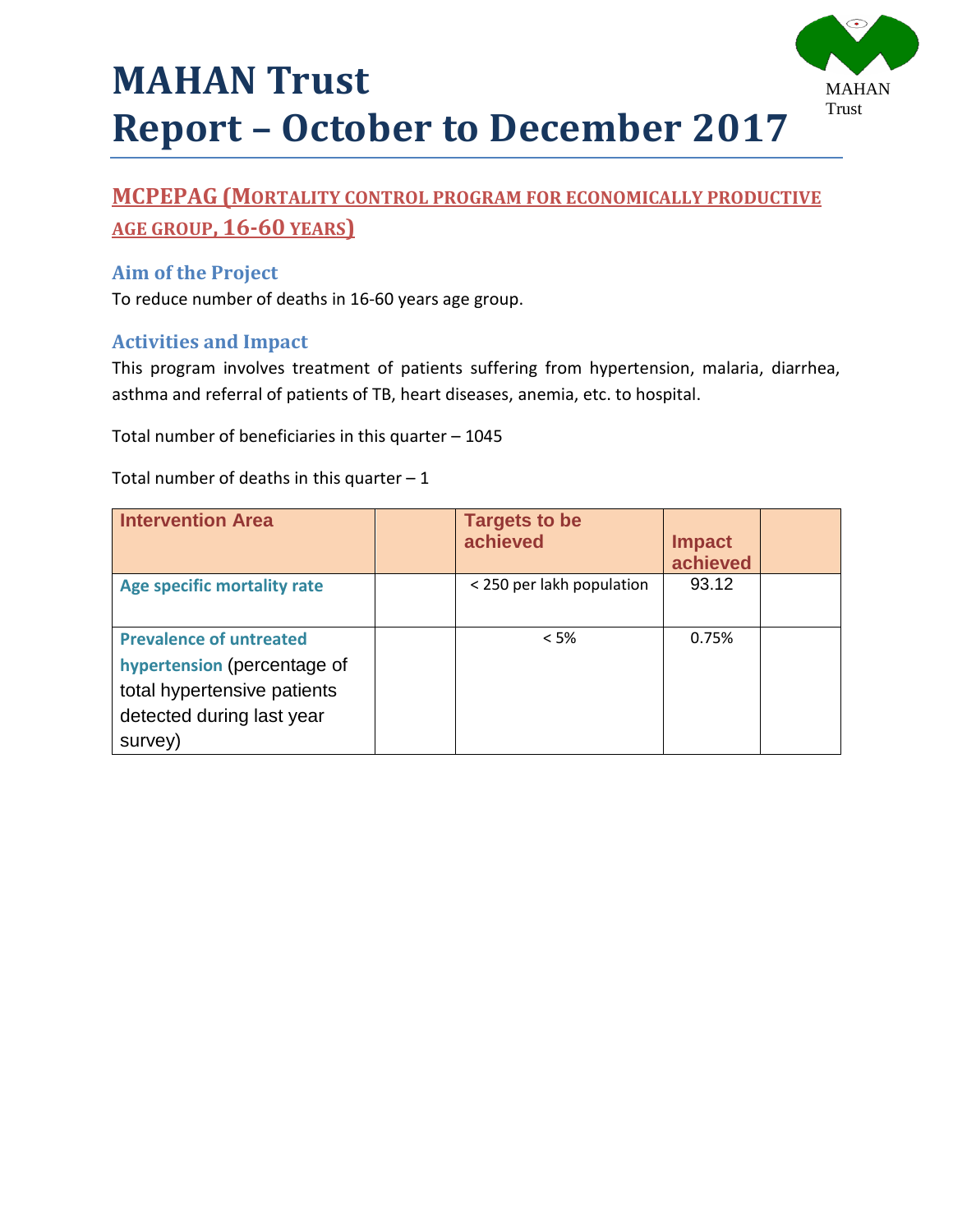# MAHAN Trust
# Report – October to December 2017

## MCPEPAG (Mortality control program for economically productive age group, 16-60 years)

### Aim of the Project

To reduce number of deaths in 16-60 years age group.

### Activities and Impact

This program involves treatment of patients suffering from hypertension, malaria, diarrhea, asthma and referral of patients of TB, heart diseases, anemia, etc. to hospital.

Total number of beneficiaries in this quarter – 1045

Total number of deaths in this quarter – 1

| Intervention Area | | Targets to be achieved | Impact achieved | |
|---|---|---|---|---|
| **Age specific mortality rate** | | < 250 per lakh population | 93.12 | |
| **Prevalence of untreated hypertension** (percentage of total hypertensive patients detected during last year survey) | | < 5% | 0.75% | |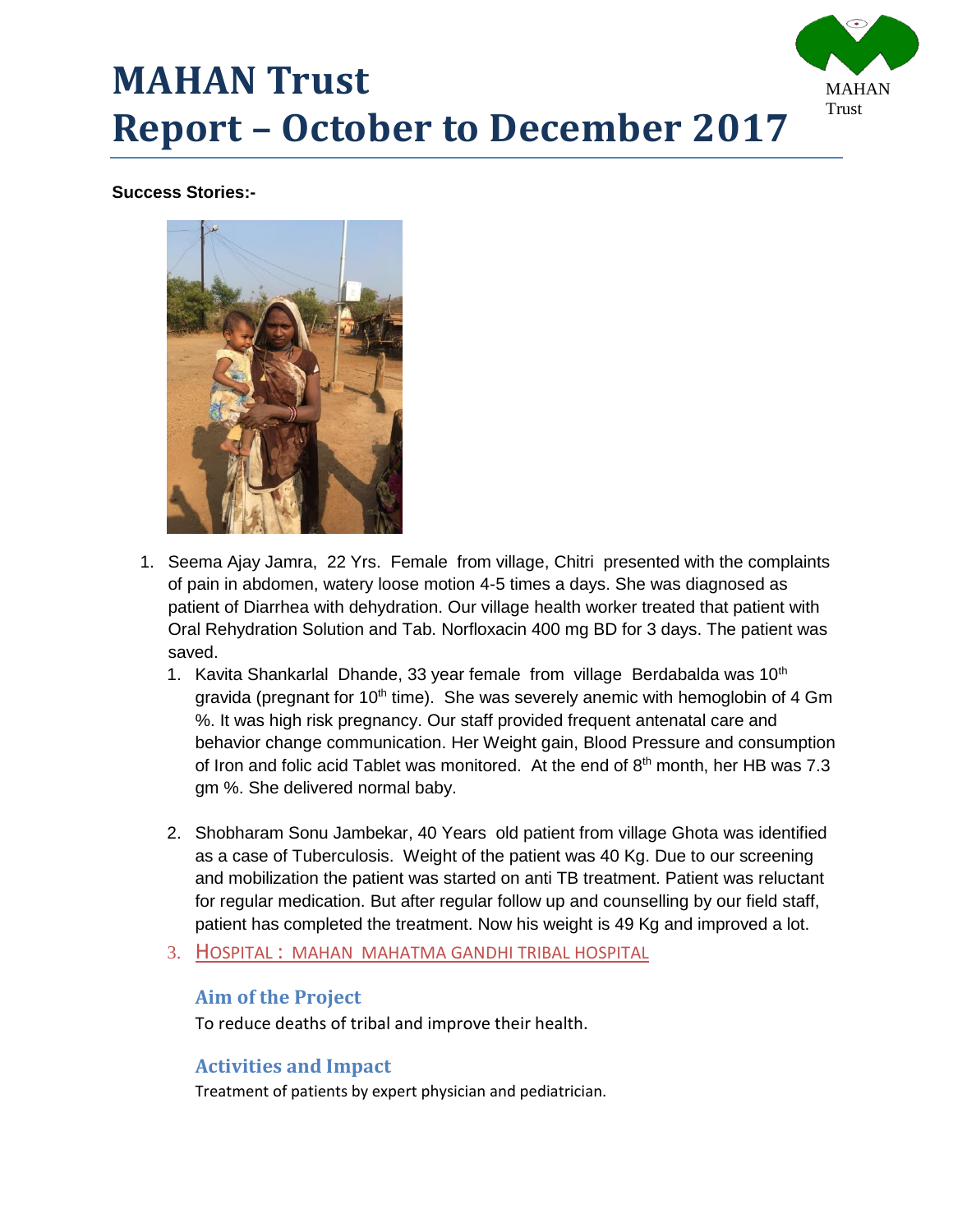# MAHAN Trust
# Report – October to December 2017

**Success Stories:-**

1. Seema Ajay Jamra, 22 Yrs. Female from village, Chitri presented with the complaints of pain in abdomen, watery loose motion 4-5 times a days. She was diagnosed as patient of Diarrhea with dehydration. Our village health worker treated that patient with Oral Rehydration Solution and Tab. Norfloxacin 400 mg BD for 3 days. The patient was saved.
   1. Kavita Shankarlal Dhande, 33 year female from village Berdabalda was 10th gravida (pregnant for 10th time). She was severely anemic with hemoglobin of 4 Gm %. It was high risk pregnancy. Our staff provided frequent antenatal care and behavior change communication. Her Weight gain, Blood Pressure and consumption of Iron and folic acid Tablet was monitored. At the end of 8th month, her HB was 7.3 gm %. She delivered normal baby.

   2. Shobharam Sonu Jambekar, 40 Years old patient from village Ghota was identified as a case of Tuberculosis. Weight of the patient was 40 Kg. Due to our screening and mobilization the patient was started on anti TB treatment. Patient was reluctant for regular medication. But after regular follow up and counselling by our field staff, patient has completed the treatment. Now his weight is 49 Kg and improved a lot.

   3. HOSPITAL : MAHAN MAHATMA GANDHI TRIBAL HOSPITAL

### Aim of the Project

To reduce deaths of tribal and improve their health.

### Activities and Impact

Treatment of patients by expert physician and pediatrician.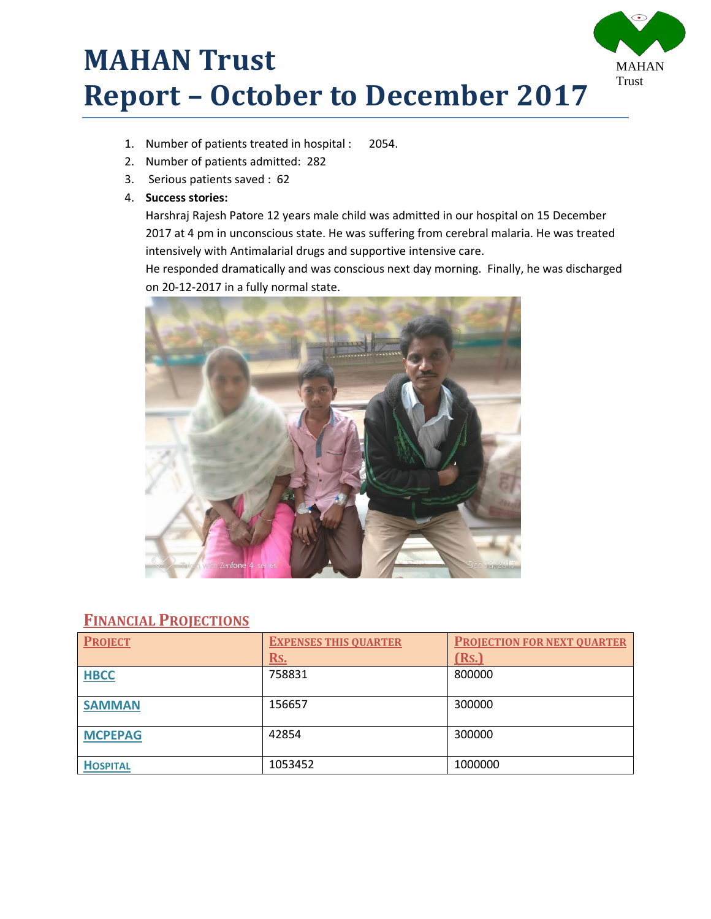# MAHAN Trust
# Report – October to December 2017

1. Number of patients treated in hospital : 2054.
2. Number of patients admitted: 282
3. Serious patients saved : 62
4. **Success stories:**

   Harshraj Rajesh Patore 12 years male child was admitted in our hospital on 15 December 2017 at 4 pm in unconscious state. He was suffering from cerebral malaria. He was treated intensively with Antimalarial drugs and supportive intensive care.

   He responded dramatically and was conscious next day morning. Finally, he was discharged on 20-12-2017 in a fully normal state.

## Financial Projections

| Project | Expenses this quarter Rs. | Projection for next quarter (Rs.) |
|---|---|---|
| HBCC | 758831 | 800000 |
| SAMMAN | 156657 | 300000 |
| MCPEPAG | 42854 | 300000 |
| Hospital | 1053452 | 1000000 |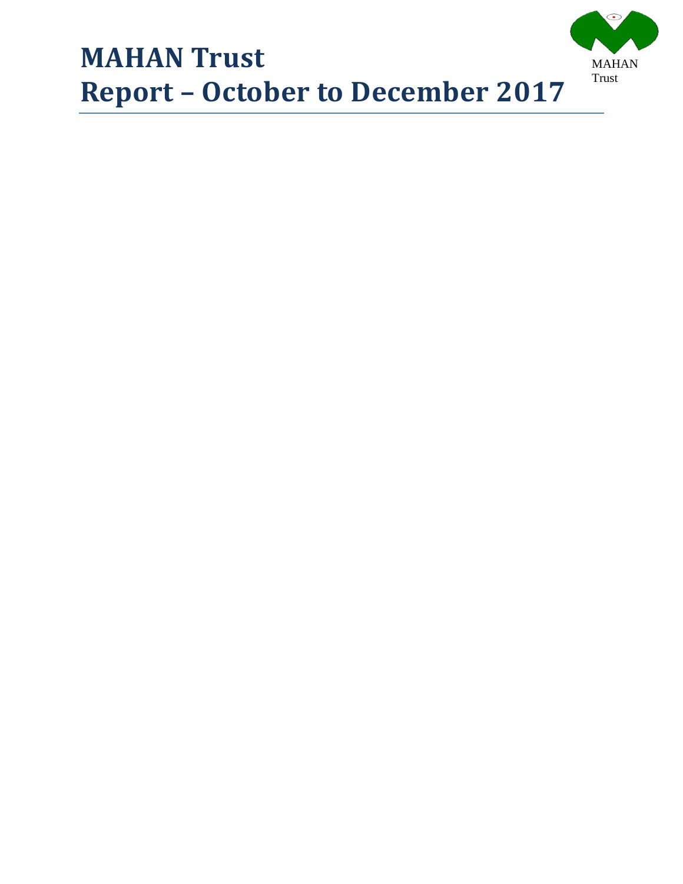# MAHAN Trust
# Report – October to December 2017

MAHAN
Trust